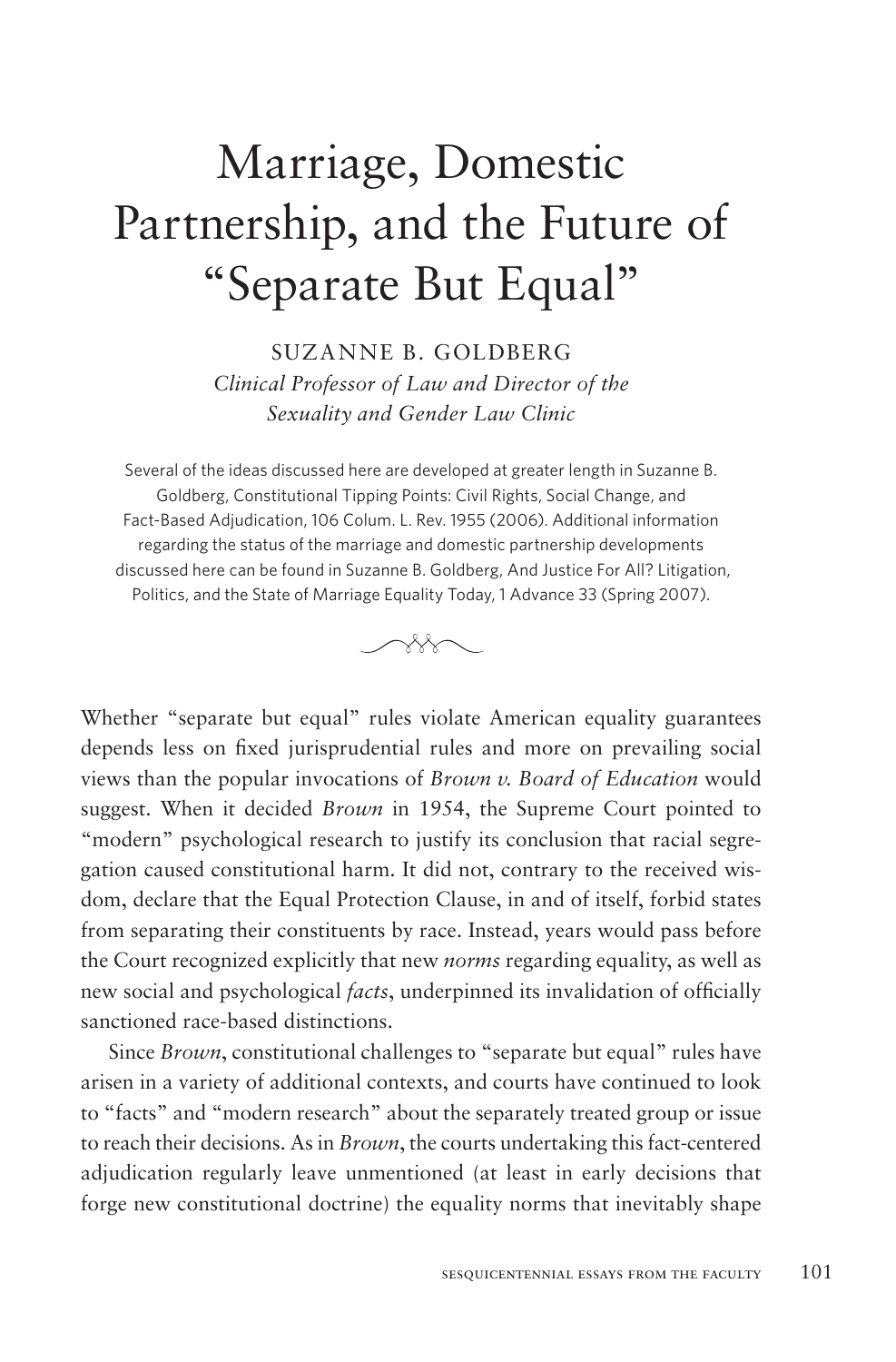# Marriage, Domestic Partnership, and the Future of "Separate But Equal"

SUZANNE B. GOLDBERG

*Clinical Professor of Law and Director of the Sexuality and Gender Law Clinic*

Several of the ideas discussed here are developed at greater length in Suzanne B. Goldberg, Constitutional Tipping Points: Civil Rights, Social Change, and Fact-Based Adjudication, 106 Colum. L. Rev. 1955 (2006). Additional information regarding the status of the marriage and domestic partnership developments discussed here can be found in Suzanne B. Goldberg, And Justice For All? Litigation, Politics, and the State of Marriage Equality Today, 1 Advance 33 (Spring 2007).

Whether "separate but equal" rules violate American equality guarantees depends less on fixed jurisprudential rules and more on prevailing social views than the popular invocations of *Brown v. Board of Education* would suggest. When it decided *Brown* in 1954, the Supreme Court pointed to "modern" psychological research to justify its conclusion that racial segregation caused constitutional harm. It did not, contrary to the received wisdom, declare that the Equal Protection Clause, in and of itself, forbid states from separating their constituents by race. Instead, years would pass before the Court recognized explicitly that new *norms* regarding equality, as well as new social and psychological *facts*, underpinned its invalidation of officially sanctioned race-based distinctions.

Since *Brown*, constitutional challenges to "separate but equal" rules have arisen in a variety of additional contexts, and courts have continued to look to "facts" and "modern research" about the separately treated group or issue to reach their decisions. As in *Brown*, the courts undertaking this fact-centered adjudication regularly leave unmentioned (at least in early decisions that forge new constitutional doctrine) the equality norms that inevitably shape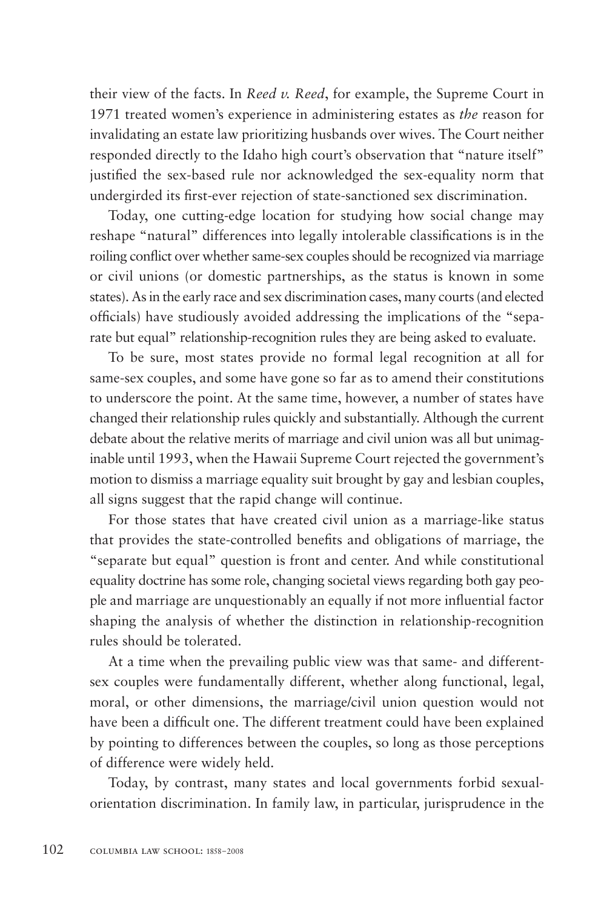their view of the facts. In *Reed v. Reed*, for example, the Supreme Court in 1971 treated women's experience in administering estates as *the* reason for invalidating an estate law prioritizing husbands over wives. The Court neither responded directly to the Idaho high court's observation that "nature itself" justified the sex-based rule nor acknowledged the sex-equality norm that undergirded its first-ever rejection of state-sanctioned sex discrimination.

Today, one cutting-edge location for studying how social change may reshape "natural" differences into legally intolerable classifications is in the roiling conflict over whether same-sex couples should be recognized via marriage or civil unions (or domestic partnerships, as the status is known in some states). As in the early race and sex discrimination cases, many courts (and elected officials) have studiously avoided addressing the implications of the "separate but equal" relationship-recognition rules they are being asked to evaluate.

To be sure, most states provide no formal legal recognition at all for same-sex couples, and some have gone so far as to amend their constitutions to underscore the point. At the same time, however, a number of states have changed their relationship rules quickly and substantially. Although the current debate about the relative merits of marriage and civil union was all but unimaginable until 1993, when the Hawaii Supreme Court rejected the government's motion to dismiss a marriage equality suit brought by gay and lesbian couples, all signs suggest that the rapid change will continue.

For those states that have created civil union as a marriage-like status that provides the state-controlled benefits and obligations of marriage, the "separate but equal" question is front and center. And while constitutional equality doctrine has some role, changing societal views regarding both gay people and marriage are unquestionably an equally if not more influential factor shaping the analysis of whether the distinction in relationship-recognition rules should be tolerated.

At a time when the prevailing public view was that same- and different-sex couples were fundamentally different, whether along functional, legal, moral, or other dimensions, the marriage/civil union question would not have been a difficult one. The different treatment could have been explained by pointing to differences between the couples, so long as those perceptions of difference were widely held.

Today, by contrast, many states and local governments forbid sexual-orientation discrimination. In family law, in particular, jurisprudence in the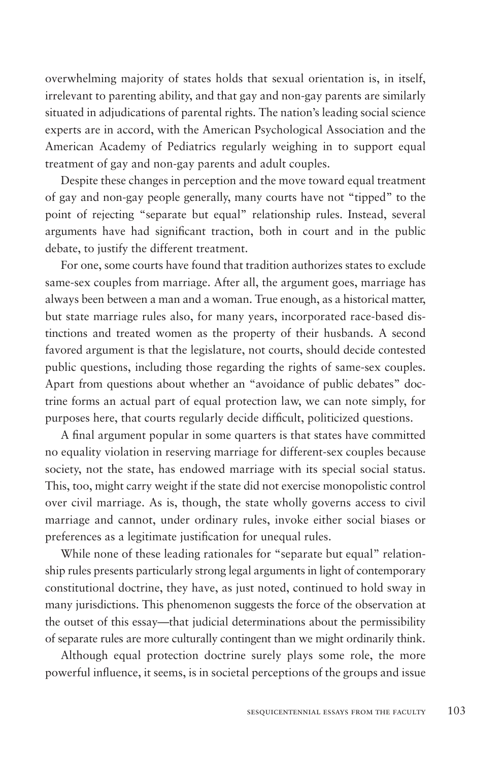overwhelming majority of states holds that sexual orientation is, in itself, irrelevant to parenting ability, and that gay and non-gay parents are similarly situated in adjudications of parental rights. The nation's leading social science experts are in accord, with the American Psychological Association and the American Academy of Pediatrics regularly weighing in to support equal treatment of gay and non-gay parents and adult couples.

Despite these changes in perception and the move toward equal treatment of gay and non-gay people generally, many courts have not "tipped" to the point of rejecting "separate but equal" relationship rules. Instead, several arguments have had significant traction, both in court and in the public debate, to justify the different treatment.

For one, some courts have found that tradition authorizes states to exclude same-sex couples from marriage. After all, the argument goes, marriage has always been between a man and a woman. True enough, as a historical matter, but state marriage rules also, for many years, incorporated race-based distinctions and treated women as the property of their husbands. A second favored argument is that the legislature, not courts, should decide contested public questions, including those regarding the rights of same-sex couples. Apart from questions about whether an "avoidance of public debates" doctrine forms an actual part of equal protection law, we can note simply, for purposes here, that courts regularly decide difficult, politicized questions.

A final argument popular in some quarters is that states have committed no equality violation in reserving marriage for different-sex couples because society, not the state, has endowed marriage with its special social status. This, too, might carry weight if the state did not exercise monopolistic control over civil marriage. As is, though, the state wholly governs access to civil marriage and cannot, under ordinary rules, invoke either social biases or preferences as a legitimate justification for unequal rules.

While none of these leading rationales for "separate but equal" relationship rules presents particularly strong legal arguments in light of contemporary constitutional doctrine, they have, as just noted, continued to hold sway in many jurisdictions. This phenomenon suggests the force of the observation at the outset of this essay—that judicial determinations about the permissibility of separate rules are more culturally contingent than we might ordinarily think.

Although equal protection doctrine surely plays some role, the more powerful influence, it seems, is in societal perceptions of the groups and issue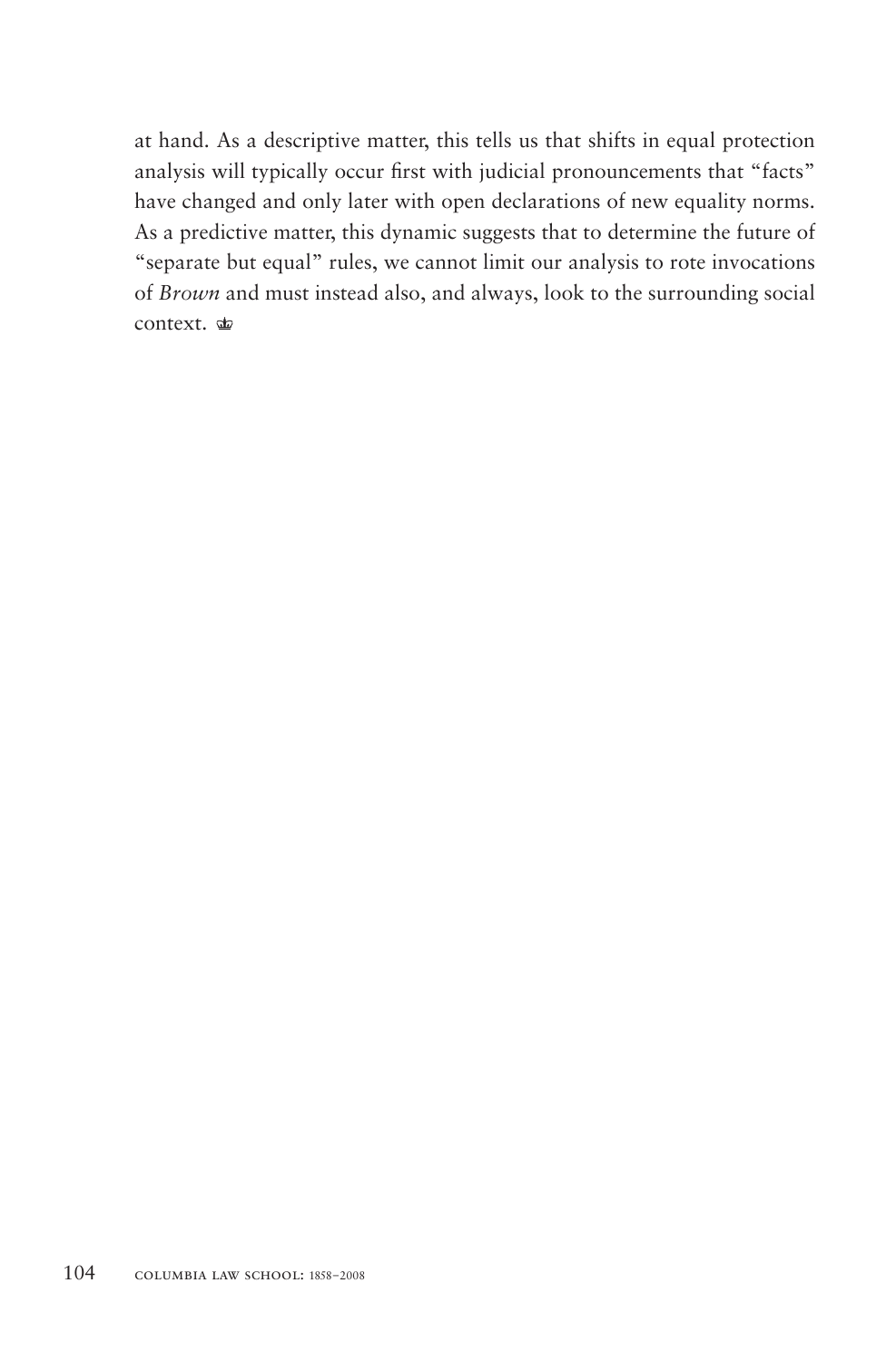at hand. As a descriptive matter, this tells us that shifts in equal protection analysis will typically occur first with judicial pronouncements that "facts" have changed and only later with open declarations of new equality norms. As a predictive matter, this dynamic suggests that to determine the future of "separate but equal" rules, we cannot limit our analysis to rote invocations of *Brown* and must instead also, and always, look to the surrounding social context. ♔